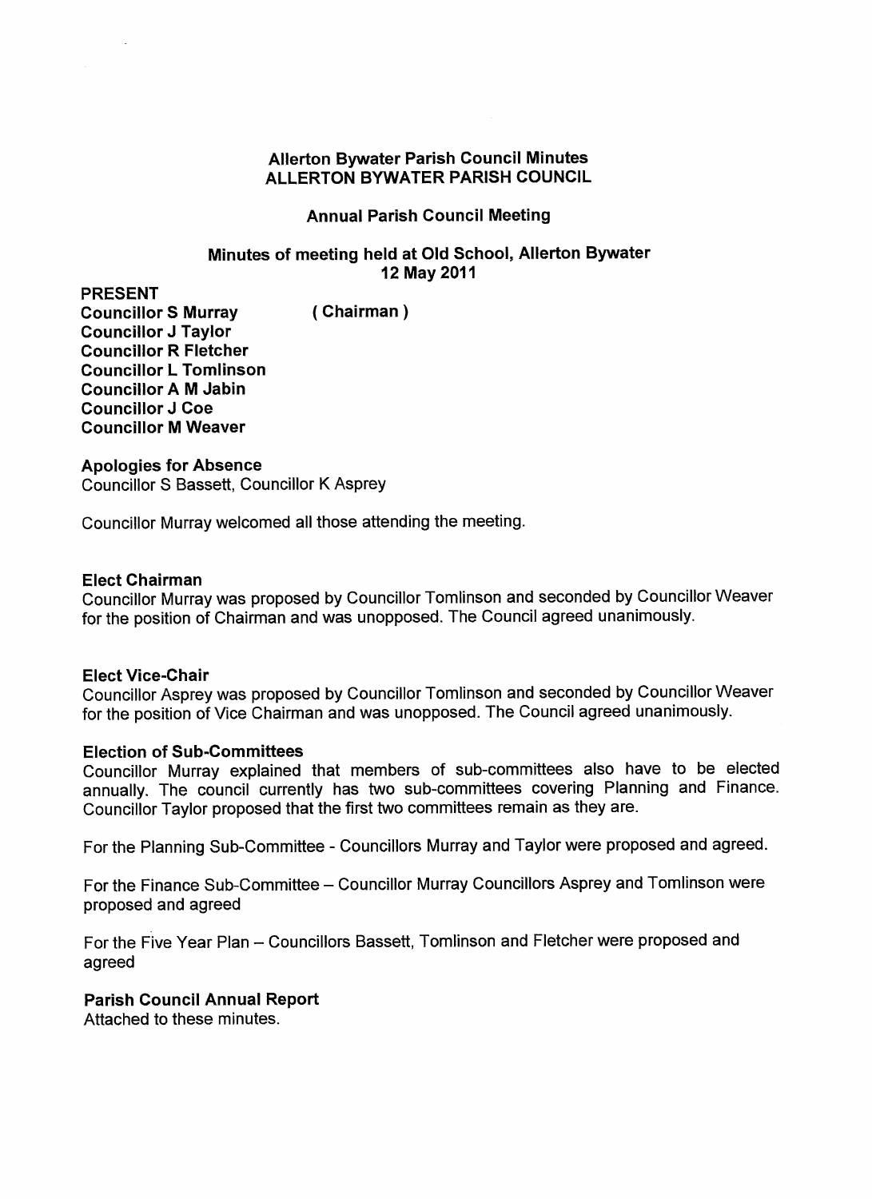# Allerton Bywater Parish Council Minutes
# ALLERTON BYWATER PARISH COUNCIL

## Annual Parish Council Meeting

### Minutes of meeting held at Old School, Allerton Bywater
### 12 May 2011

**PRESENT**

**Councillor S Murray** **( Chairman )**
**Councillor J Taylor**
**Councillor R Fletcher**
**Councillor L Tomlinson**
**Councillor A M Jabin**
**Councillor J Coe**
**Councillor M Weaver**

**Apologies for Absence**
Councillor S Bassett, Councillor K Asprey

Councillor Murray welcomed all those attending the meeting.

**Elect Chairman**
Councillor Murray was proposed by Councillor Tomlinson and seconded by Councillor Weaver for the position of Chairman and was unopposed. The Council agreed unanimously.

**Elect Vice-Chair**
Councillor Asprey was proposed by Councillor Tomlinson and seconded by Councillor Weaver for the position of Vice Chairman and was unopposed. The Council agreed unanimously.

**Election of Sub-Committees**
Councillor Murray explained that members of sub-committees also have to be elected annually. The council currently has two sub-committees covering Planning and Finance. Councillor Taylor proposed that the first two committees remain as they are.

For the Planning Sub-Committee - Councillors Murray and Taylor were proposed and agreed.

For the Finance Sub-Committee – Councillor Murray Councillors Asprey and Tomlinson were proposed and agreed

For the Five Year Plan – Councillors Bassett, Tomlinson and Fletcher were proposed and agreed

**Parish Council Annual Report**
Attached to these minutes.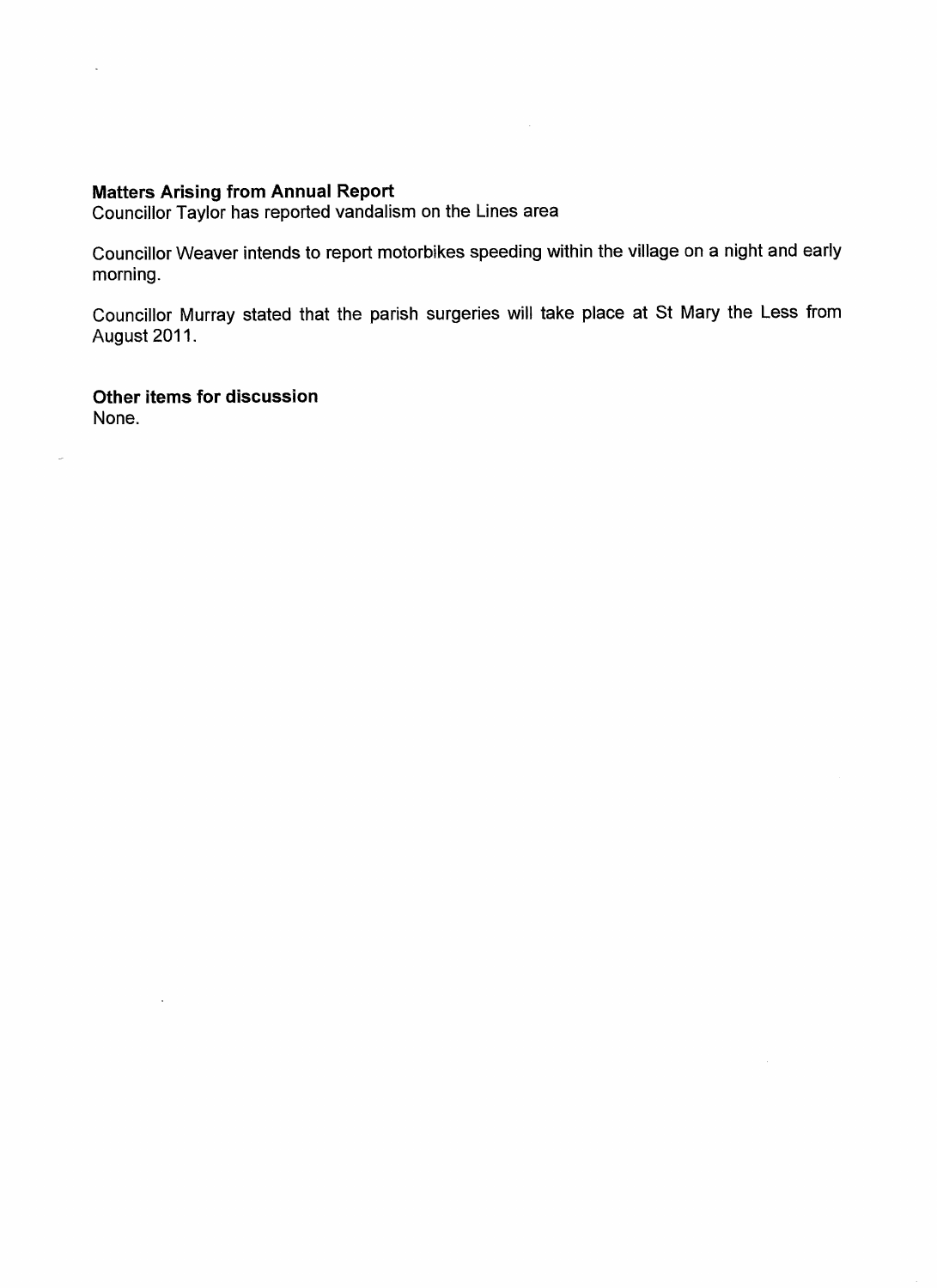**Matters Arising from Annual Report**
Councillor Taylor has reported vandalism on the Lines area

Councillor Weaver intends to report motorbikes speeding within the village on a night and early morning.

Councillor Murray stated that the parish surgeries will take place at St Mary the Less from August 2011.

**Other items for discussion**
None.